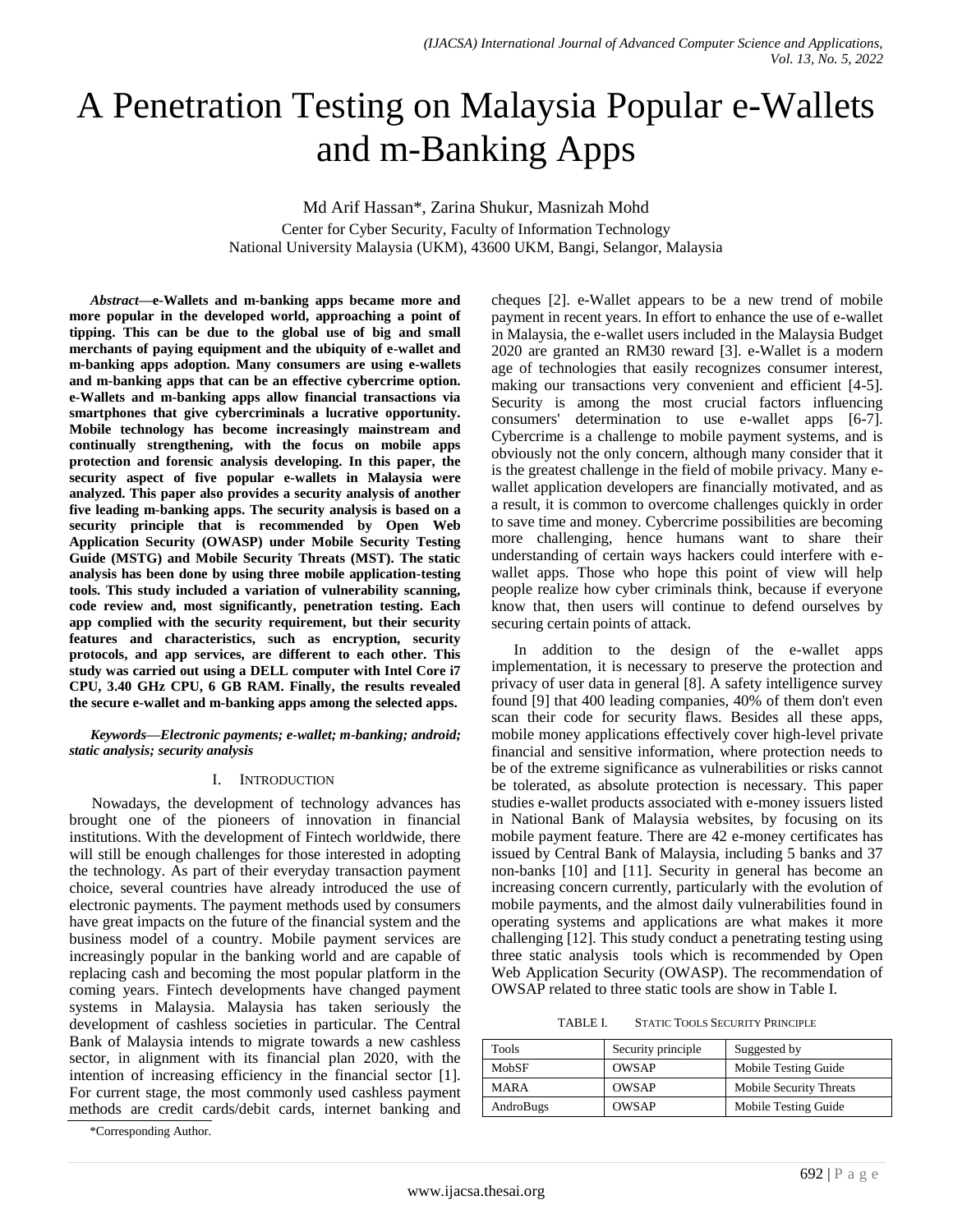# A Penetration Testing on Malaysia Popular e-Wallets and m-Banking Apps

Md Arif Hassan*, Zarina Shukur, Masnizah Mohd

Center for Cyber Security, Faculty of Information Technology
National University Malaysia (UKM), 43600 UKM, Bangi, Selangor, Malaysia

***Abstract*—e-Wallets and m-banking apps became more and more popular in the developed world, approaching a point of tipping. This can be due to the global use of big and small merchants of paying equipment and the ubiquity of e-wallet and m-banking apps adoption. Many consumers are using e-wallets and m-banking apps that can be an effective cybercrime option. e-Wallets and m-banking apps allow financial transactions via smartphones that give cybercriminals a lucrative opportunity. Mobile technology has become increasingly mainstream and continually strengthening, with the focus on mobile apps protection and forensic analysis developing. In this paper, the security aspect of five popular e-wallets in Malaysia were analyzed. This paper also provides a security analysis of another five leading m-banking apps. The security analysis is based on a security principle that is recommended by Open Web Application Security (OWASP) under Mobile Security Testing Guide (MSTG) and Mobile Security Threats (MST). The static analysis has been done by using three mobile application-testing tools. This study included a variation of vulnerability scanning, code review and, most significantly, penetration testing. Each app complied with the security requirement, but their security features and characteristics, such as encryption, security protocols, and app services, are different to each other. This study was carried out using a DELL computer with Intel Core i7 CPU, 3.40 GHz CPU, 6 GB RAM. Finally, the results revealed the secure e-wallet and m-banking apps among the selected apps.**

***Keywords*—*Electronic payments; e-wallet; m-banking; android; static analysis; security analysis***

## I. Introduction

Nowadays, the development of technology advances has brought one of the pioneers of innovation in financial institutions. With the development of Fintech worldwide, there will still be enough challenges for those interested in adopting the technology. As part of their everyday transaction payment choice, several countries have already introduced the use of electronic payments. The payment methods used by consumers have great impacts on the future of the financial system and the business model of a country. Mobile payment services are increasingly popular in the banking world and are capable of replacing cash and becoming the most popular platform in the coming years. Fintech developments have changed payment systems in Malaysia. Malaysia has taken seriously the development of cashless societies in particular. The Central Bank of Malaysia intends to migrate towards a new cashless sector, in alignment with its financial plan 2020, with the intention of increasing efficiency in the financial sector [1]. For current stage, the most commonly used cashless payment methods are credit cards/debit cards, internet banking and cheques [2]. e-Wallet appears to be a new trend of mobile payment in recent years. In effort to enhance the use of e-wallet in Malaysia, the e-wallet users included in the Malaysia Budget 2020 are granted an RM30 reward [3]. e-Wallet is a modern age of technologies that easily recognizes consumer interest, making our transactions very convenient and efficient [4-5]. Security is among the most crucial factors influencing consumers' determination to use e-wallet apps [6-7]. Cybercrime is a challenge to mobile payment systems, and is obviously not the only concern, although many consider that it is the greatest challenge in the field of mobile privacy. Many e-wallet application developers are financially motivated, and as a result, it is common to overcome challenges quickly in order to save time and money. Cybercrime possibilities are becoming more challenging, hence humans want to share their understanding of certain ways hackers could interfere with e-wallet apps. Those who hope this point of view will help people realize how cyber criminals think, because if everyone know that, then users will continue to defend ourselves by securing certain points of attack.

In addition to the design of the e-wallet apps implementation, it is necessary to preserve the protection and privacy of user data in general [8]. A safety intelligence survey found [9] that 400 leading companies, 40% of them don't even scan their code for security flaws. Besides all these apps, mobile money applications effectively cover high-level private financial and sensitive information, where protection needs to be of the extreme significance as vulnerabilities or risks cannot be tolerated, as absolute protection is necessary. This paper studies e-wallet products associated with e-money issuers listed in National Bank of Malaysia websites, by focusing on its mobile payment feature. There are 42 e-money certificates has issued by Central Bank of Malaysia, including 5 banks and 37 non-banks [10] and [11]. Security in general has become an increasing concern currently, particularly with the evolution of mobile payments, and the almost daily vulnerabilities found in operating systems and applications are what makes it more challenging [12]. This study conduct a penetrating testing using three static analysis tools which is recommended by Open Web Application Security (OWASP). The recommendation of OWSAP related to three static tools are show in Table I.

TABLE I. Static Tools Security Principle

| Tools | Security principle | Suggested by |
|---|---|---|
| MobSF | OWSAP | Mobile Testing Guide |
| MARA | OWSAP | Mobile Security Threats |
| AndroBugs | OWSAP | Mobile Testing Guide |

*Corresponding Author.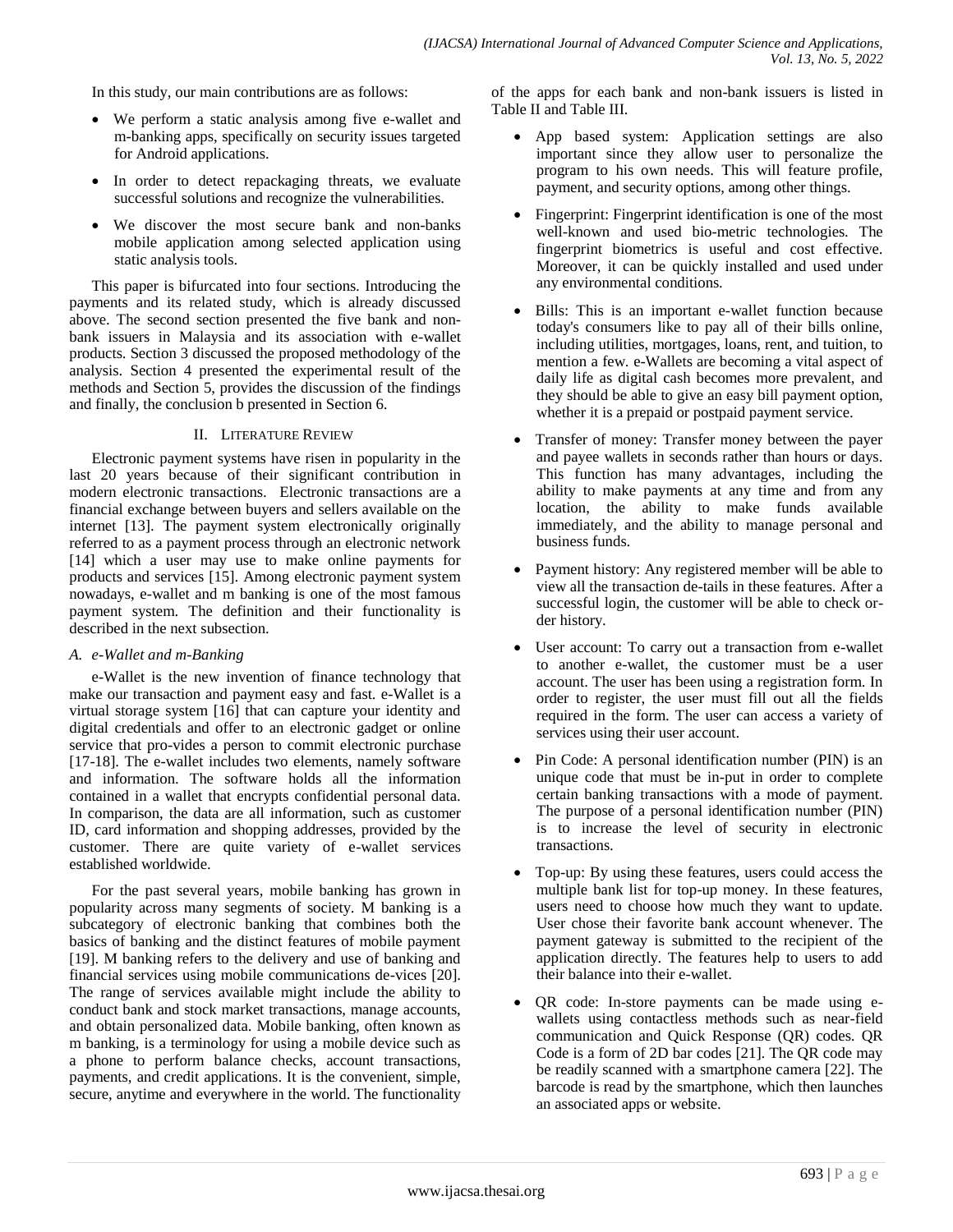In this study, our main contributions are as follows:

- We perform a static analysis among five e-wallet and m-banking apps, specifically on security issues targeted for Android applications.
- In order to detect repackaging threats, we evaluate successful solutions and recognize the vulnerabilities.
- We discover the most secure bank and non-banks mobile application among selected application using static analysis tools.

This paper is bifurcated into four sections. Introducing the payments and its related study, which is already discussed above. The second section presented the five bank and non-bank issuers in Malaysia and its association with e-wallet products. Section 3 discussed the proposed methodology of the analysis. Section 4 presented the experimental result of the methods and Section 5, provides the discussion of the findings and finally, the conclusion b presented in Section 6.

## II. Literature Review

Electronic payment systems have risen in popularity in the last 20 years because of their significant contribution in modern electronic transactions. Electronic transactions are a financial exchange between buyers and sellers available on the internet [13]. The payment system electronically originally referred to as a payment process through an electronic network [14] which a user may use to make online payments for products and services [15]. Among electronic payment system nowadays, e-wallet and m banking is one of the most famous payment system. The definition and their functionality is described in the next subsection.

### *A. e-Wallet and m-Banking*

e-Wallet is the new invention of finance technology that make our transaction and payment easy and fast. e-Wallet is a virtual storage system [16] that can capture your identity and digital credentials and offer to an electronic gadget or online service that pro-vides a person to commit electronic purchase [17-18]. The e-wallet includes two elements, namely software and information. The software holds all the information contained in a wallet that encrypts confidential personal data. In comparison, the data are all information, such as customer ID, card information and shopping addresses, provided by the customer. There are quite variety of e-wallet services established worldwide.

For the past several years, mobile banking has grown in popularity across many segments of society. M banking is a subcategory of electronic banking that combines both the basics of banking and the distinct features of mobile payment [19]. M banking refers to the delivery and use of banking and financial services using mobile communications de-vices [20]. The range of services available might include the ability to conduct bank and stock market transactions, manage accounts, and obtain personalized data. Mobile banking, often known as m banking, is a terminology for using a mobile device such as a phone to perform balance checks, account transactions, payments, and credit applications. It is the convenient, simple, secure, anytime and everywhere in the world. The functionality of the apps for each bank and non-bank issuers is listed in Table II and Table III.

- App based system: Application settings are also important since they allow user to personalize the program to his own needs. This will feature profile, payment, and security options, among other things.
- Fingerprint: Fingerprint identification is one of the most well-known and used bio-metric technologies. The fingerprint biometrics is useful and cost effective. Moreover, it can be quickly installed and used under any environmental conditions.
- Bills: This is an important e-wallet function because today's consumers like to pay all of their bills online, including utilities, mortgages, loans, rent, and tuition, to mention a few. e-Wallets are becoming a vital aspect of daily life as digital cash becomes more prevalent, and they should be able to give an easy bill payment option, whether it is a prepaid or postpaid payment service.
- Transfer of money: Transfer money between the payer and payee wallets in seconds rather than hours or days. This function has many advantages, including the ability to make payments at any time and from any location, the ability to make funds available immediately, and the ability to manage personal and business funds.
- Payment history: Any registered member will be able to view all the transaction de-tails in these features. After a successful login, the customer will be able to check or-der history.
- User account: To carry out a transaction from e-wallet to another e-wallet, the customer must be a user account. The user has been using a registration form. In order to register, the user must fill out all the fields required in the form. The user can access a variety of services using their user account.
- Pin Code: A personal identification number (PIN) is an unique code that must be in-put in order to complete certain banking transactions with a mode of payment. The purpose of a personal identification number (PIN) is to increase the level of security in electronic transactions.
- Top-up: By using these features, users could access the multiple bank list for top-up money. In these features, users need to choose how much they want to update. User chose their favorite bank account whenever. The payment gateway is submitted to the recipient of the application directly. The features help to users to add their balance into their e-wallet.
- QR code: In-store payments can be made using e-wallets using contactless methods such as near-field communication and Quick Response (QR) codes. QR Code is a form of 2D bar codes [21]. The QR code may be readily scanned with a smartphone camera [22]. The barcode is read by the smartphone, which then launches an associated apps or website.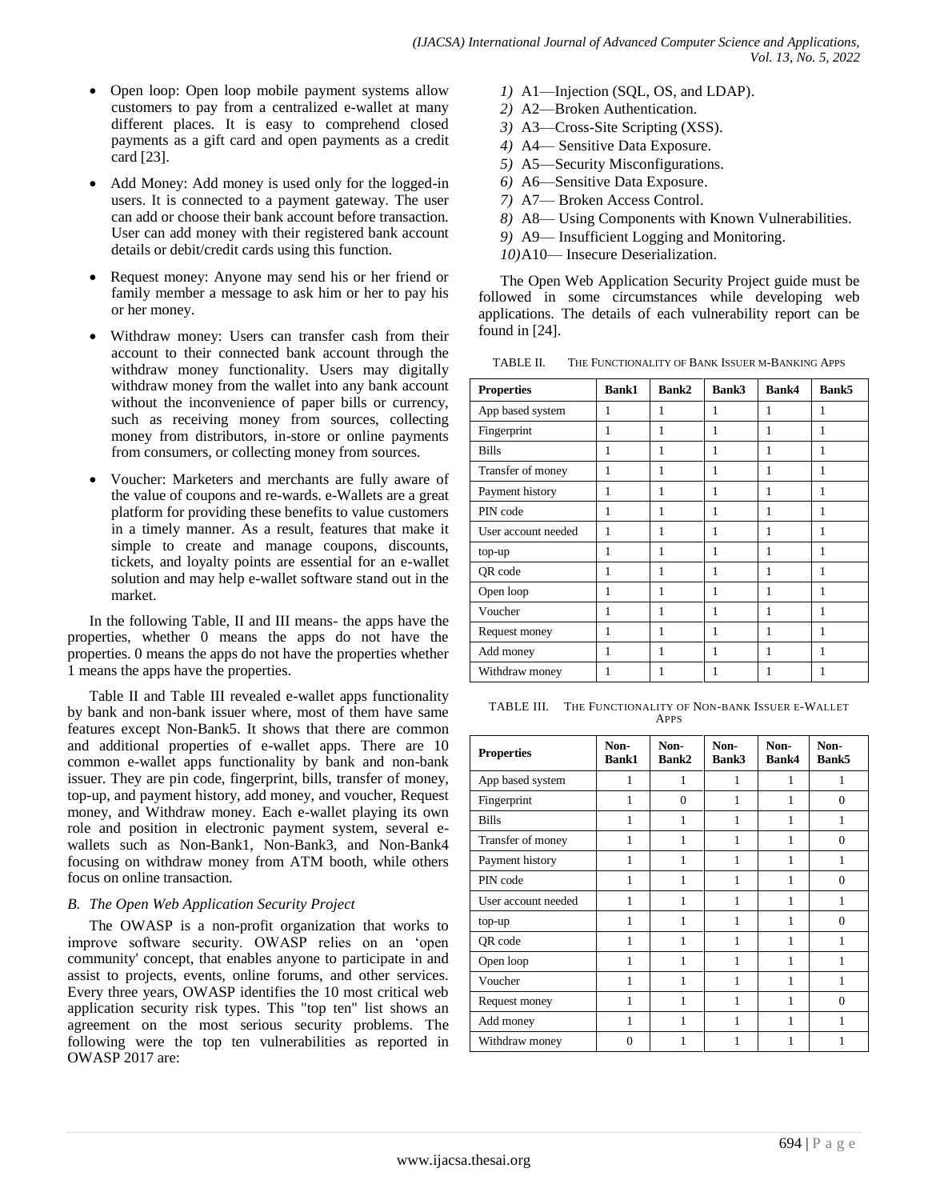- Open loop: Open loop mobile payment systems allow customers to pay from a centralized e-wallet at many different places. It is easy to comprehend closed payments as a gift card and open payments as a credit card [23].
- Add Money: Add money is used only for the logged-in users. It is connected to a payment gateway. The user can add or choose their bank account before transaction. User can add money with their registered bank account details or debit/credit cards using this function.
- Request money: Anyone may send his or her friend or family member a message to ask him or her to pay his or her money.
- Withdraw money: Users can transfer cash from their account to their connected bank account through the withdraw money functionality. Users may digitally withdraw money from the wallet into any bank account without the inconvenience of paper bills or currency, such as receiving money from sources, collecting money from distributors, in-store or online payments from consumers, or collecting money from sources.
- Voucher: Marketers and merchants are fully aware of the value of coupons and re-wards. e-Wallets are a great platform for providing these benefits to value customers in a timely manner. As a result, features that make it simple to create and manage coupons, discounts, tickets, and loyalty points are essential for an e-wallet solution and may help e-wallet software stand out in the market.

In the following Table, II and III means- the apps have the properties, whether 0 means the apps do not have the properties. 0 means the apps do not have the properties whether 1 means the apps have the properties.

Table II and Table III revealed e-wallet apps functionality by bank and non-bank issuer where, most of them have same features except Non-Bank5. It shows that there are common and additional properties of e-wallet apps. There are 10 common e-wallet apps functionality by bank and non-bank issuer. They are pin code, fingerprint, bills, transfer of money, top-up, and payment history, add money, and voucher, Request money, and Withdraw money. Each e-wallet playing its own role and position in electronic payment system, several e-wallets such as Non-Bank1, Non-Bank3, and Non-Bank4 focusing on withdraw money from ATM booth, while others focus on online transaction.

### *B. The Open Web Application Security Project*

The OWASP is a non-profit organization that works to improve software security. OWASP relies on an 'open community' concept, that enables anyone to participate in and assist to projects, events, online forums, and other services. Every three years, OWASP identifies the 10 most critical web application security risk types. This "top ten" list shows an agreement on the most serious security problems. The following were the top ten vulnerabilities as reported in OWASP 2017 are:

1) A1—Injection (SQL, OS, and LDAP).
2) A2—Broken Authentication.
3) A3—Cross-Site Scripting (XSS).
4) A4— Sensitive Data Exposure.
5) A5—Security Misconfigurations.
6) A6—Sensitive Data Exposure.
7) A7— Broken Access Control.
8) A8— Using Components with Known Vulnerabilities.
9) A9— Insufficient Logging and Monitoring.
10) A10— Insecure Deserialization.

The Open Web Application Security Project guide must be followed in some circumstances while developing web applications. The details of each vulnerability report can be found in [24].

TABLE II. THE FUNCTIONALITY OF BANK ISSUER M-BANKING APPS

| Properties | Bank1 | Bank2 | Bank3 | Bank4 | Bank5 |
|---|---|---|---|---|---|
| App based system | 1 | 1 | 1 | 1 | 1 |
| Fingerprint | 1 | 1 | 1 | 1 | 1 |
| Bills | 1 | 1 | 1 | 1 | 1 |
| Transfer of money | 1 | 1 | 1 | 1 | 1 |
| Payment history | 1 | 1 | 1 | 1 | 1 |
| PIN code | 1 | 1 | 1 | 1 | 1 |
| User account needed | 1 | 1 | 1 | 1 | 1 |
| top-up | 1 | 1 | 1 | 1 | 1 |
| QR code | 1 | 1 | 1 | 1 | 1 |
| Open loop | 1 | 1 | 1 | 1 | 1 |
| Voucher | 1 | 1 | 1 | 1 | 1 |
| Request money | 1 | 1 | 1 | 1 | 1 |
| Add money | 1 | 1 | 1 | 1 | 1 |
| Withdraw money | 1 | 1 | 1 | 1 | 1 |

TABLE III. THE FUNCTIONALITY OF NON-BANK ISSUER E-WALLET APPS

| Properties | Non-Bank1 | Non-Bank2 | Non-Bank3 | Non-Bank4 | Non-Bank5 |
|---|---|---|---|---|---|
| App based system | 1 | 1 | 1 | 1 | 1 |
| Fingerprint | 1 | 0 | 1 | 1 | 0 |
| Bills | 1 | 1 | 1 | 1 | 1 |
| Transfer of money | 1 | 1 | 1 | 1 | 0 |
| Payment history | 1 | 1 | 1 | 1 | 1 |
| PIN code | 1 | 1 | 1 | 1 | 0 |
| User account needed | 1 | 1 | 1 | 1 | 1 |
| top-up | 1 | 1 | 1 | 1 | 0 |
| QR code | 1 | 1 | 1 | 1 | 1 |
| Open loop | 1 | 1 | 1 | 1 | 1 |
| Voucher | 1 | 1 | 1 | 1 | 1 |
| Request money | 1 | 1 | 1 | 1 | 0 |
| Add money | 1 | 1 | 1 | 1 | 1 |
| Withdraw money | 0 | 1 | 1 | 1 | 1 |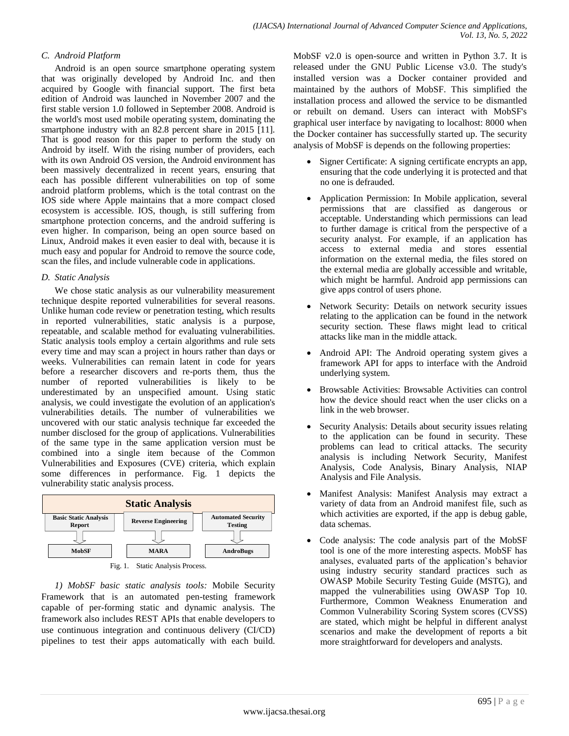### C. Android Platform

Android is an open source smartphone operating system that was originally developed by Android Inc. and then acquired by Google with financial support. The first beta edition of Android was launched in November 2007 and the first stable version 1.0 followed in September 2008. Android is the world's most used mobile operating system, dominating the smartphone industry with an 82.8 percent share in 2015 [11]. That is good reason for this paper to perform the study on Android by itself. With the rising number of providers, each with its own Android OS version, the Android environment has been massively decentralized in recent years, ensuring that each has possible different vulnerabilities on top of some android platform problems, which is the total contrast on the IOS side where Apple maintains that a more compact closed ecosystem is accessible. IOS, though, is still suffering from smartphone protection concerns, and the android suffering is even higher. In comparison, being an open source based on Linux, Android makes it even easier to deal with, because it is much easy and popular for Android to remove the source code, scan the files, and include vulnerable code in applications.

### D. Static Analysis

We chose static analysis as our vulnerability measurement technique despite reported vulnerabilities for several reasons. Unlike human code review or penetration testing, which results in reported vulnerabilities, static analysis is a purpose, repeatable, and scalable method for evaluating vulnerabilities. Static analysis tools employ a certain algorithms and rule sets every time and may scan a project in hours rather than days or weeks. Vulnerabilities can remain latent in code for years before a researcher discovers and re-ports them, thus the number of reported vulnerabilities is likely to be underestimated by an unspecified amount. Using static analysis, we could investigate the evolution of an application's vulnerabilities details. The number of vulnerabilities we uncovered with our static analysis technique far exceeded the number disclosed for the group of applications. Vulnerabilities of the same type in the same application version must be combined into a single item because of the Common Vulnerabilities and Exposures (CVE) criteria, which explain some differences in performance. Fig. 1 depicts the vulnerability static analysis process.

| Static Analysis | | |
|---|---|---|
| Basic Static Analysis Report | Reverse Engineering | Automated Security Testing |
| MobSF | MARA | AndroBugs |

Fig. 1. Static Analysis Process.

*1) MobSF basic static analysis tools:* Mobile Security Framework that is an automated pen-testing framework capable of per-forming static and dynamic analysis. The framework also includes REST APIs that enable developers to use continuous integration and continuous delivery (CI/CD) pipelines to test their apps automatically with each build. MobSF v2.0 is open-source and written in Python 3.7. It is released under the GNU Public License v3.0. The study's installed version was a Docker container provided and maintained by the authors of MobSF. This simplified the installation process and allowed the service to be dismantled or rebuilt on demand. Users can interact with MobSF's graphical user interface by navigating to localhost: 8000 when the Docker container has successfully started up. The security analysis of MobSF is depends on the following properties:

- Signer Certificate: A signing certificate encrypts an app, ensuring that the code underlying it is protected and that no one is defrauded.
- Application Permission: In Mobile application, several permissions that are classified as dangerous or acceptable. Understanding which permissions can lead to further damage is critical from the perspective of a security analyst. For example, if an application has access to external media and stores essential information on the external media, the files stored on the external media are globally accessible and writable, which might be harmful. Android app permissions can give apps control of users phone.
- Network Security: Details on network security issues relating to the application can be found in the network security section. These flaws might lead to critical attacks like man in the middle attack.
- Android API: The Android operating system gives a framework API for apps to interface with the Android underlying system.
- Browsable Activities: Browsable Activities can control how the device should react when the user clicks on a link in the web browser.
- Security Analysis: Details about security issues relating to the application can be found in security. These problems can lead to critical attacks. The security analysis is including Network Security, Manifest Analysis, Code Analysis, Binary Analysis, NIAP Analysis and File Analysis.
- Manifest Analysis: Manifest Analysis may extract a variety of data from an Android manifest file, such as which activities are exported, if the app is debug gable, data schemas.
- Code analysis: The code analysis part of the MobSF tool is one of the more interesting aspects. MobSF has analyses, evaluated parts of the application's behavior using industry security standard practices such as OWASP Mobile Security Testing Guide (MSTG), and mapped the vulnerabilities using OWASP Top 10. Furthermore, Common Weakness Enumeration and Common Vulnerability Scoring System scores (CVSS) are stated, which might be helpful in different analyst scenarios and make the development of reports a bit more straightforward for developers and analysts.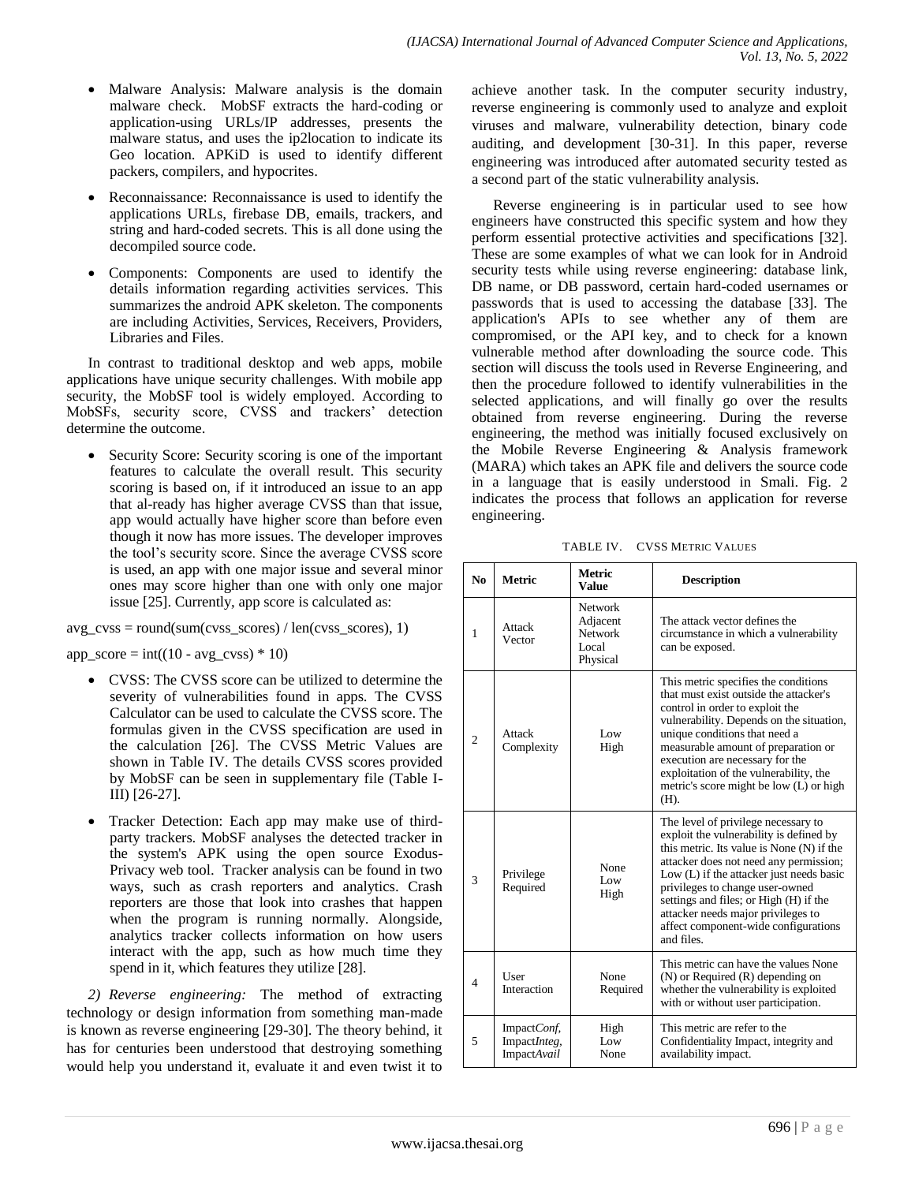- Malware Analysis: Malware analysis is the domain malware check. MobSF extracts the hard-coding or application-using URLs/IP addresses, presents the malware status, and uses the ip2location to indicate its Geo location. APKiD is used to identify different packers, compilers, and hypocrites.
- Reconnaissance: Reconnaissance is used to identify the applications URLs, firebase DB, emails, trackers, and string and hard-coded secrets. This is all done using the decompiled source code.
- Components: Components are used to identify the details information regarding activities services. This summarizes the android APK skeleton. The components are including Activities, Services, Receivers, Providers, Libraries and Files.

In contrast to traditional desktop and web apps, mobile applications have unique security challenges. With mobile app security, the MobSF tool is widely employed. According to MobSFs, security score, CVSS and trackers' detection determine the outcome.

- Security Score: Security scoring is one of the important features to calculate the overall result. This security scoring is based on, if it introduced an issue to an app that al-ready has higher average CVSS than that issue, app would actually have higher score than before even though it now has more issues. The developer improves the tool's security score. Since the average CVSS score is used, an app with one major issue and several minor ones may score higher than one with only one major issue [25]. Currently, app score is calculated as:

```
avg_cvss = round(sum(cvss_scores) / len(cvss_scores), 1)

app_score = int((10 - avg_cvss) * 10)
```

- CVSS: The CVSS score can be utilized to determine the severity of vulnerabilities found in apps. The CVSS Calculator can be used to calculate the CVSS score. The formulas given in the CVSS specification are used in the calculation [26]. The CVSS Metric Values are shown in Table IV. The details CVSS scores provided by MobSF can be seen in supplementary file (Table I-III) [26-27].
- Tracker Detection: Each app may make use of third-party trackers. MobSF analyses the detected tracker in the system's APK using the open source Exodus-Privacy web tool. Tracker analysis can be found in two ways, such as crash reporters and analytics. Crash reporters are those that look into crashes that happen when the program is running normally. Alongside, analytics tracker collects information on how users interact with the app, such as how much time they spend in it, which features they utilize [28].

*2) Reverse engineering:* The method of extracting technology or design information from something man-made is known as reverse engineering [29-30]. The theory behind, it has for centuries been understood that destroying something would help you understand it, evaluate it and even twist it to achieve another task. In the computer security industry, reverse engineering is commonly used to analyze and exploit viruses and malware, vulnerability detection, binary code auditing, and development [30-31]. In this paper, reverse engineering was introduced after automated security tested as a second part of the static vulnerability analysis.

Reverse engineering is in particular used to see how engineers have constructed this specific system and how they perform essential protective activities and specifications [32]. These are some examples of what we can look for in Android security tests while using reverse engineering: database link, DB name, or DB password, certain hard-coded usernames or passwords that is used to accessing the database [33]. The application's APIs to see whether any of them are compromised, or the API key, and to check for a known vulnerable method after downloading the source code. This section will discuss the tools used in Reverse Engineering, and then the procedure followed to identify vulnerabilities in the selected applications, and will finally go over the results obtained from reverse engineering. During the reverse engineering, the method was initially focused exclusively on the Mobile Reverse Engineering & Analysis framework (MARA) which takes an APK file and delivers the source code in a language that is easily understood in Smali. Fig. 2 indicates the process that follows an application for reverse engineering.

TABLE IV. CVSS METRIC VALUES

| No | Metric | Metric Value | Description |
|---|---|---|---|
| 1 | Attack Vector | Network<br>Adjacent<br>Network<br>Local<br>Physical | The attack vector defines the circumstance in which a vulnerability can be exposed. |
| 2 | Attack Complexity | Low<br>High | This metric specifies the conditions that must exist outside the attacker's control in order to exploit the vulnerability. Depends on the situation, unique conditions that need a measurable amount of preparation or execution are necessary for the exploitation of the vulnerability, the metric's score might be low (L) or high (H). |
| 3 | Privilege Required | None<br>Low<br>High | The level of privilege necessary to exploit the vulnerability is defined by this metric. Its value is None (N) if the attacker does not need any permission; Low (L) if the attacker just needs basic privileges to change user-owned settings and files; or High (H) if the attacker needs major privileges to affect component-wide configurations and files. |
| 4 | User Interaction | None<br>Required | This metric can have the values None (N) or Required (R) depending on whether the vulnerability is exploited with or without user participation. |
| 5 | Impact*Conf,*<br>Impact*Integ,*<br>Impact*Avail* | High<br>Low<br>None | This metric are refer to the Confidentiality Impact, integrity and availability impact. |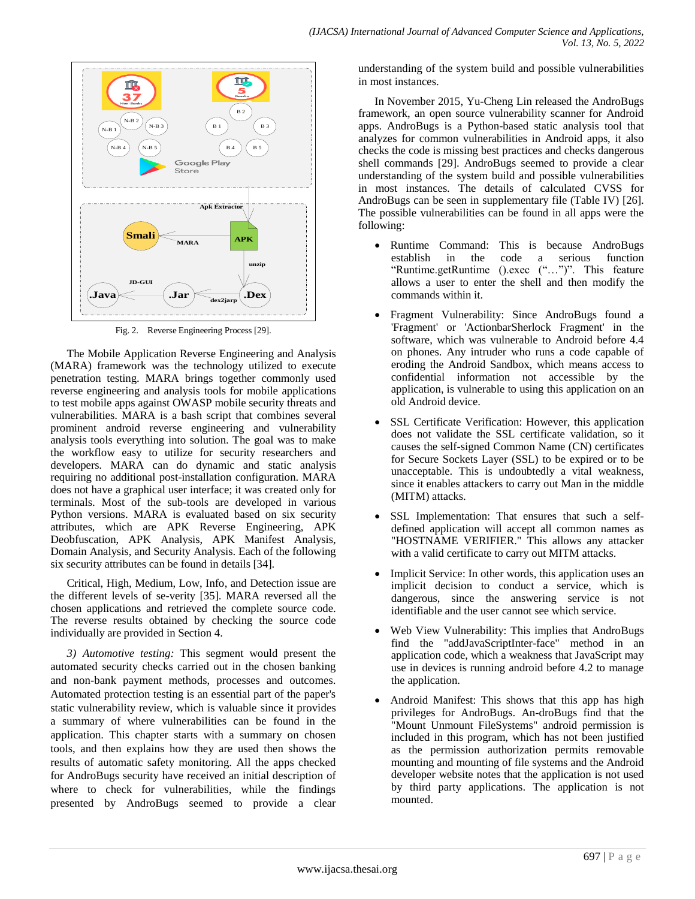Fig. 2. Reverse Engineering Process [29].

The Mobile Application Reverse Engineering and Analysis (MARA) framework was the technology utilized to execute penetration testing. MARA brings together commonly used reverse engineering and analysis tools for mobile applications to test mobile apps against OWASP mobile security threats and vulnerabilities. MARA is a bash script that combines several prominent android reverse engineering and vulnerability analysis tools everything into solution. The goal was to make the workflow easy to utilize for security researchers and developers. MARA can do dynamic and static analysis requiring no additional post-installation configuration. MARA does not have a graphical user interface; it was created only for terminals. Most of the sub-tools are developed in various Python versions. MARA is evaluated based on six security attributes, which are APK Reverse Engineering, APK Deobfuscation, APK Analysis, APK Manifest Analysis, Domain Analysis, and Security Analysis. Each of the following six security attributes can be found in details [34].

Critical, High, Medium, Low, Info, and Detection issue are the different levels of se-verity [35]. MARA reversed all the chosen applications and retrieved the complete source code. The reverse results obtained by checking the source code individually are provided in Section 4.

*3) Automotive testing:* This segment would present the automated security checks carried out in the chosen banking and non-bank payment methods, processes and outcomes. Automated protection testing is an essential part of the paper's static vulnerability review, which is valuable since it provides a summary of where vulnerabilities can be found in the application. This chapter starts with a summary on chosen tools, and then explains how they are used then shows the results of automatic safety monitoring. All the apps checked for AndroBugs security have received an initial description of where to check for vulnerabilities, while the findings presented by AndroBugs seemed to provide a clear understanding of the system build and possible vulnerabilities in most instances.

In November 2015, Yu-Cheng Lin released the AndroBugs framework, an open source vulnerability scanner for Android apps. AndroBugs is a Python-based static analysis tool that analyzes for common vulnerabilities in Android apps, it also checks the code is missing best practices and checks dangerous shell commands [29]. AndroBugs seemed to provide a clear understanding of the system build and possible vulnerabilities in most instances. The details of calculated CVSS for AndroBugs can be seen in supplementary file (Table IV) [26]. The possible vulnerabilities can be found in all apps were the following:

- Runtime Command: This is because AndroBugs establish in the code a serious function "Runtime.getRuntime ().exec ("…")". This feature allows a user to enter the shell and then modify the commands within it.
- Fragment Vulnerability: Since AndroBugs found a 'Fragment' or 'ActionbarSherlock Fragment' in the software, which was vulnerable to Android before 4.4 on phones. Any intruder who runs a code capable of eroding the Android Sandbox, which means access to confidential information not accessible by the application, is vulnerable to using this application on an old Android device.
- SSL Certificate Verification: However, this application does not validate the SSL certificate validation, so it causes the self-signed Common Name (CN) certificates for Secure Sockets Layer (SSL) to be expired or to be unacceptable. This is undoubtedly a vital weakness, since it enables attackers to carry out Man in the middle (MITM) attacks.
- SSL Implementation: That ensures that such a self-defined application will accept all common names as "HOSTNAME VERIFIER." This allows any attacker with a valid certificate to carry out MITM attacks.
- Implicit Service: In other words, this application uses an implicit decision to conduct a service, which is dangerous, since the answering service is not identifiable and the user cannot see which service.
- Web View Vulnerability: This implies that AndroBugs find the "addJavaScriptInter-face" method in an application code, which a weakness that JavaScript may use in devices is running android before 4.2 to manage the application.
- Android Manifest: This shows that this app has high privileges for AndroBugs. An-droBugs find that the "Mount Unmount FileSystems" android permission is included in this program, which has not been justified as the permission authorization permits removable mounting and mounting of file systems and the Android developer website notes that the application is not used by third party applications. The application is not mounted.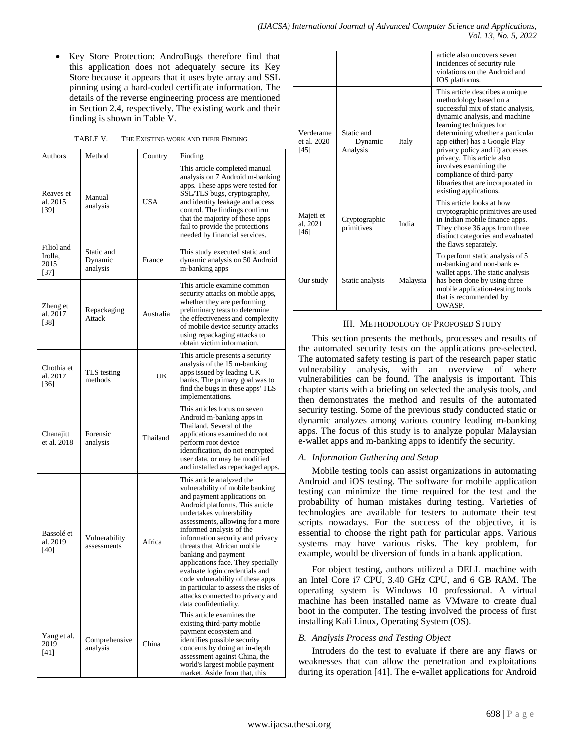- Key Store Protection: AndroBugs therefore find that this application does not adequately secure its Key Store because it appears that it uses byte array and SSL pinning using a hard-coded certificate information. The details of the reverse engineering process are mentioned in Section 2.4, respectively. The existing work and their finding is shown in Table V.

TABLE V. THE EXISTING WORK AND THEIR FINDING

| Authors | Method | Country | Finding |
|---|---|---|---|
| Reaves et al. 2015 [39] | Manual analysis | USA | This article completed manual analysis on 7 Android m-banking apps. These apps were tested for SSL/TLS bugs, cryptography, and identity leakage and access control. The findings confirm that the majority of these apps fail to provide the protections needed by financial services. |
| Filiol and Irolla, 2015 [37] | Static and Dynamic analysis | France | This study executed static and dynamic analysis on 50 Android m-banking apps |
| Zheng et al. 2017 [38] | Repackaging Attack | Australia | This article examine common security attacks on mobile apps, whether they are performing preliminary tests to determine the effectiveness and complexity of mobile device security attacks using repackaging attacks to obtain victim information. |
| Chothia et al. 2017 [36] | TLS testing methods | UK | This article presents a security analysis of the 15 m-banking apps issued by leading UK banks. The primary goal was to find the bugs in these apps' TLS implementations. |
| Chanajitt et al. 2018 | Forensic analysis | Thailand | This articles focus on seven Android m-banking apps in Thailand. Several of the applications examined do not perform root device identification, do not encrypted user data, or may be modified and installed as repackaged apps. |
| Bassolé et al. 2019 [40] | Vulnerability assessments | Africa | This article analyzed the vulnerability of mobile banking and payment applications on Android platforms. This article undertakes vulnerability assessments, allowing for a more informed analysis of the information security and privacy threats that African mobile banking and payment applications face. They specially evaluate login credentials and code vulnerability of these apps in particular to assess the risks of attacks connected to privacy and data confidentiality. |
| Yang et al. 2019 [41] | Comprehensive analysis | China | This article examines the existing third-party mobile payment ecosystem and identifies possible security concerns by doing an in-depth assessment against China, the world's largest mobile payment market. Aside from that, this article also uncovers seven incidences of security rule violations on the Android and IOS platforms. |
| Verderame et al. 2020 [45] | Static and Dynamic Analysis | Italy | This article describes a unique methodology based on a successful mix of static analysis, dynamic analysis, and machine learning techniques for determining whether a particular app either) has a Google Play privacy policy and ii) accesses privacy. This article also involves examining the compliance of third-party libraries that are incorporated in existing applications. |
| Majeti et al. 2021 [46] | Cryptographic primitives | India | This article looks at how cryptographic primitives are used in Indian mobile finance apps. They chose 36 apps from three distinct categories and evaluated the flaws separately. |
| Our study | Static analysis | Malaysia | To perform static analysis of 5 m-banking and non-bank e-wallet apps. The static analysis has been done by using three mobile application-testing tools that is recommended by OWASP. |

## III. METHODOLOGY OF PROPOSED STUDY

This section presents the methods, processes and results of the automated security tests on the applications pre-selected. The automated safety testing is part of the research paper static vulnerability analysis, with an overview of where vulnerabilities can be found. The analysis is important. This chapter starts with a briefing on selected the analysis tools, and then demonstrates the method and results of the automated security testing. Some of the previous study conducted static or dynamic analyzes among various country leading m-banking apps. The focus of this study is to analyze popular Malaysian e-wallet apps and m-banking apps to identify the security.

### *A. Information Gathering and Setup*

Mobile testing tools can assist organizations in automating Android and iOS testing. The software for mobile application testing can minimize the time required for the test and the probability of human mistakes during testing. Varieties of technologies are available for testers to automate their test scripts nowadays. For the success of the objective, it is essential to choose the right path for particular apps. Various systems may have various risks. The key problem, for example, would be diversion of funds in a bank application.

For object testing, authors utilized a DELL machine with an Intel Core i7 CPU, 3.40 GHz CPU, and 6 GB RAM. The operating system is Windows 10 professional. A virtual machine has been installed name as VMware to create dual boot in the computer. The testing involved the process of first installing Kali Linux, Operating System (OS).

### *B. Analysis Process and Testing Object*

Intruders do the test to evaluate if there are any flaws or weaknesses that can allow the penetration and exploitations during its operation [41]. The e-wallet applications for Android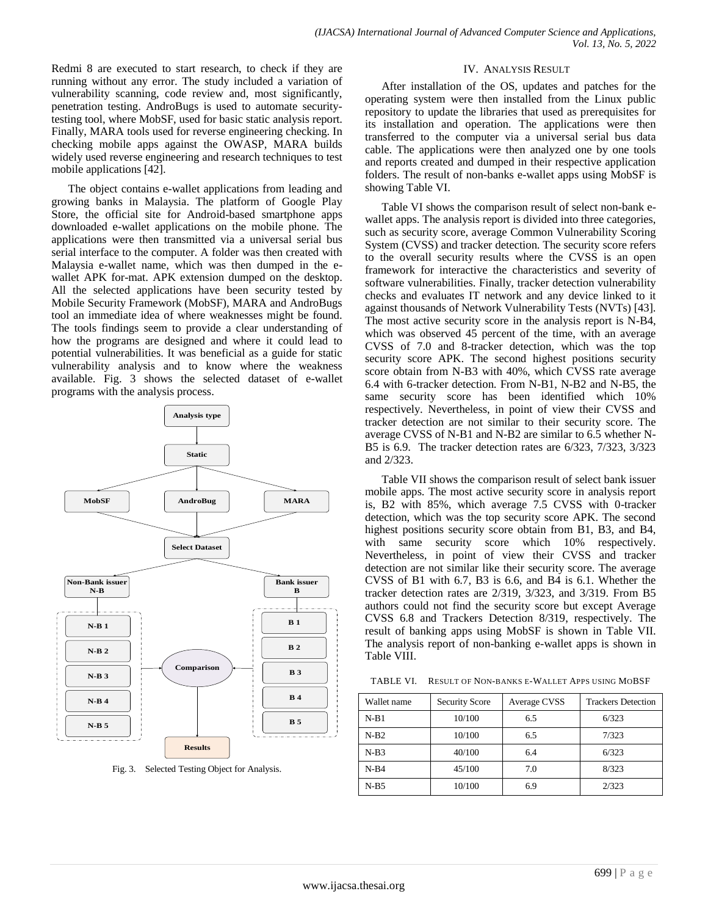Redmi 8 are executed to start research, to check if they are running without any error. The study included a variation of vulnerability scanning, code review and, most significantly, penetration testing. AndroBugs is used to automate security-testing tool, where MobSF, used for basic static analysis report. Finally, MARA tools used for reverse engineering checking. In checking mobile apps against the OWASP, MARA builds widely used reverse engineering and research techniques to test mobile applications [42].

The object contains e-wallet applications from leading and growing banks in Malaysia. The platform of Google Play Store, the official site for Android-based smartphone apps downloaded e-wallet applications on the mobile phone. The applications were then transmitted via a universal serial bus serial interface to the computer. A folder was then created with Malaysia e-wallet name, which was then dumped in the e-wallet APK for-mat. APK extension dumped on the desktop. All the selected applications have been security tested by Mobile Security Framework (MobSF), MARA and AndroBugs tool an immediate idea of where weaknesses might be found. The tools findings seem to provide a clear understanding of how the programs are designed and where it could lead to potential vulnerabilities. It was beneficial as a guide for static vulnerability analysis and to know where the weakness available. Fig. 3 shows the selected dataset of e-wallet programs with the analysis process.

Analysis type → Static → MobSF, AndroBug, MARA → Select Dataset → Non-Bank issuer N-B (N-B 1, N-B 2, N-B 3, N-B 4, N-B 5) / Bank issuer B (B 1, B 2, B 3, B 4, B 5) → Comparison → Results

Fig. 3. Selected Testing Object for Analysis.

## IV. Analysis Result

After installation of the OS, updates and patches for the operating system were then installed from the Linux public repository to update the libraries that used as prerequisites for its installation and operation. The applications were then transferred to the computer via a universal serial bus data cable. The applications were then analyzed one by one tools and reports created and dumped in their respective application folders. The result of non-banks e-wallet apps using MobSF is showing Table VI.

Table VI shows the comparison result of select non-bank e-wallet apps. The analysis report is divided into three categories, such as security score, average Common Vulnerability Scoring System (CVSS) and tracker detection. The security score refers to the overall security results where the CVSS is an open framework for interactive the characteristics and severity of software vulnerabilities. Finally, tracker detection vulnerability checks and evaluates IT network and any device linked to it against thousands of Network Vulnerability Tests (NVTs) [43]. The most active security score in the analysis report is N-B4, which was observed 45 percent of the time, with an average CVSS of 7.0 and 8-tracker detection, which was the top security score APK. The second highest positions security score obtain from N-B3 with 40%, which CVSS rate average 6.4 with 6-tracker detection. From N-B1, N-B2 and N-B5, the same security score has been identified which 10% respectively. Nevertheless, in point of view their CVSS and tracker detection are not similar to their security score. The average CVSS of N-B1 and N-B2 are similar to 6.5 whether N-B5 is 6.9. The tracker detection rates are 6/323, 7/323, 3/323 and 2/323.

Table VII shows the comparison result of select bank issuer mobile apps. The most active security score in analysis report is, B2 with 85%, which average 7.5 CVSS with 0-tracker detection, which was the top security score APK. The second highest positions security score obtain from B1, B3, and B4, with same security score which 10% respectively. Nevertheless, in point of view their CVSS and tracker detection are not similar like their security score. The average CVSS of B1 with 6.7, B3 is 6.6, and B4 is 6.1. Whether the tracker detection rates are 2/319, 3/323, and 3/319. From B5 authors could not find the security score but except Average CVSS 6.8 and Trackers Detection 8/319, respectively. The result of banking apps using MobSF is shown in Table VII. The analysis report of non-banking e-wallet apps is shown in Table VIII.

TABLE VI. Result of Non-banks e-Wallet Apps using MoBSF

| Wallet name | Security Score | Average CVSS | Trackers Detection |
| --- | --- | --- | --- |
| N-B1 | 10/100 | 6.5 | 6/323 |
| N-B2 | 10/100 | 6.5 | 7/323 |
| N-B3 | 40/100 | 6.4 | 6/323 |
| N-B4 | 45/100 | 7.0 | 8/323 |
| N-B5 | 10/100 | 6.9 | 2/323 |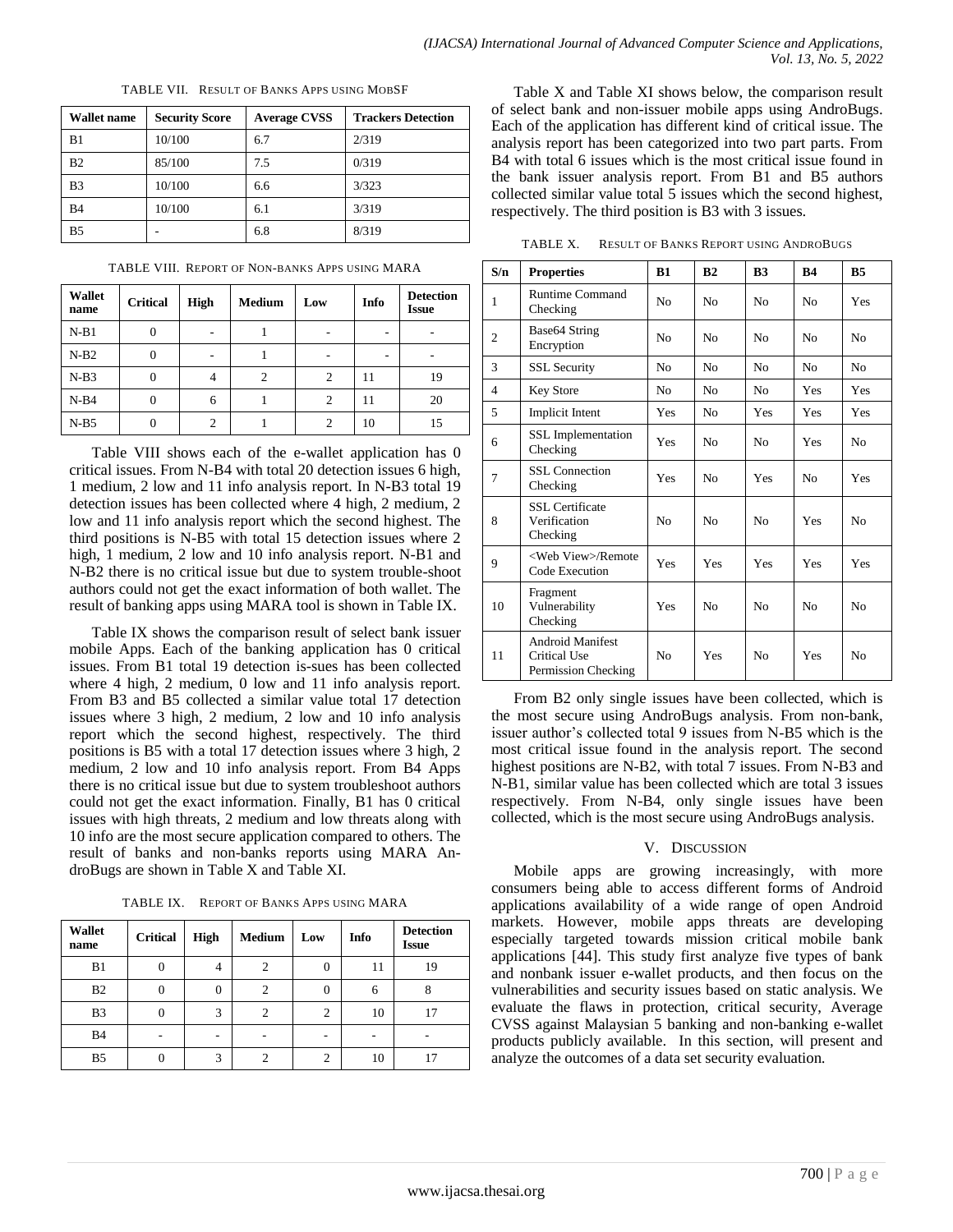TABLE VII. RESULT OF BANKS APPS USING MOBSF

| Wallet name | Security Score | Average CVSS | Trackers Detection |
|---|---|---|---|
| B1 | 10/100 | 6.7 | 2/319 |
| B2 | 85/100 | 7.5 | 0/319 |
| B3 | 10/100 | 6.6 | 3/323 |
| B4 | 10/100 | 6.1 | 3/319 |
| B5 | - | 6.8 | 8/319 |

TABLE VIII. REPORT OF NON-BANKS APPS USING MARA

| Wallet name | Critical | High | Medium | Low | Info | Detection Issue |
|---|---|---|---|---|---|---|
| N-B1 | 0 | - | 1 | - | - | - |
| N-B2 | 0 | - | 1 | - | - | - |
| N-B3 | 0 | 4 | 2 | 2 | 11 | 19 |
| N-B4 | 0 | 6 | 1 | 2 | 11 | 20 |
| N-B5 | 0 | 2 | 1 | 2 | 10 | 15 |

Table VIII shows each of the e-wallet application has 0 critical issues. From N-B4 with total 20 detection issues 6 high, 1 medium, 2 low and 11 info analysis report. In N-B3 total 19 detection issues has been collected where 4 high, 2 medium, 2 low and 11 info analysis report which the second highest. The third positions is N-B5 with total 15 detection issues where 2 high, 1 medium, 2 low and 10 info analysis report. N-B1 and N-B2 there is no critical issue but due to system trouble-shoot authors could not get the exact information of both wallet. The result of banking apps using MARA tool is shown in Table IX.

Table IX shows the comparison result of select bank issuer mobile Apps. Each of the banking application has 0 critical issues. From B1 total 19 detection is-sues has been collected where 4 high, 2 medium, 0 low and 11 info analysis report. From B3 and B5 collected a similar value total 17 detection issues where 3 high, 2 medium, 2 low and 10 info analysis report which the second highest, respectively. The third positions is B5 with a total 17 detection issues where 3 high, 2 medium, 2 low and 10 info analysis report. From B4 Apps there is no critical issue but due to system troubleshoot authors could not get the exact information. Finally, B1 has 0 critical issues with high threats, 2 medium and low threats along with 10 info are the most secure application compared to others. The result of banks and non-banks reports using MARA AndroBugs are shown in Table X and Table XI.

TABLE IX. REPORT OF BANKS APPS USING MARA

| Wallet name | Critical | High | Medium | Low | Info | Detection Issue |
|---|---|---|---|---|---|---|
| B1 | 0 | 4 | 2 | 0 | 11 | 19 |
| B2 | 0 | 0 | 2 | 0 | 6 | 8 |
| B3 | 0 | 3 | 2 | 2 | 10 | 17 |
| B4 | - | - | - | - | - | - |
| B5 | 0 | 3 | 2 | 2 | 10 | 17 |

Table X and Table XI shows below, the comparison result of select bank and non-issuer mobile apps using AndroBugs. Each of the application has different kind of critical issue. The analysis report has been categorized into two part parts. From B4 with total 6 issues which is the most critical issue found in the bank issuer analysis report. From B1 and B5 authors collected similar value total 5 issues which the second highest, respectively. The third position is B3 with 3 issues.

TABLE X. RESULT OF BANKS REPORT USING ANDROBUGS

| S/n | Properties | B1 | B2 | B3 | B4 | B5 |
|---|---|---|---|---|---|---|
| 1 | Runtime Command Checking | No | No | No | No | Yes |
| 2 | Base64 String Encryption | No | No | No | No | No |
| 3 | SSL Security | No | No | No | No | No |
| 4 | Key Store | No | No | No | Yes | Yes |
| 5 | Implicit Intent | Yes | No | Yes | Yes | Yes |
| 6 | SSL Implementation Checking | Yes | No | No | Yes | No |
| 7 | SSL Connection Checking | Yes | No | Yes | No | Yes |
| 8 | SSL Certificate Verification Checking | No | No | No | Yes | No |
| 9 | <Web View>/Remote Code Execution | Yes | Yes | Yes | Yes | Yes |
| 10 | Fragment Vulnerability Checking | Yes | No | No | No | No |
| 11 | Android Manifest Critical Use Permission Checking | No | Yes | No | Yes | No |

From B2 only single issues have been collected, which is the most secure using AndroBugs analysis. From non-bank, issuer author's collected total 9 issues from N-B5 which is the most critical issue found in the analysis report. The second highest positions are N-B2, with total 7 issues. From N-B3 and N-B1, similar value has been collected which are total 3 issues respectively. From N-B4, only single issues have been collected, which is the most secure using AndroBugs analysis.

## V. DISCUSSION

Mobile apps are growing increasingly, with more consumers being able to access different forms of Android applications availability of a wide range of open Android markets. However, mobile apps threats are developing especially targeted towards mission critical mobile bank applications [44]. This study first analyze five types of bank and nonbank issuer e-wallet products, and then focus on the vulnerabilities and security issues based on static analysis. We evaluate the flaws in protection, critical security, Average CVSS against Malaysian 5 banking and non-banking e-wallet products publicly available. In this section, will present and analyze the outcomes of a data set security evaluation.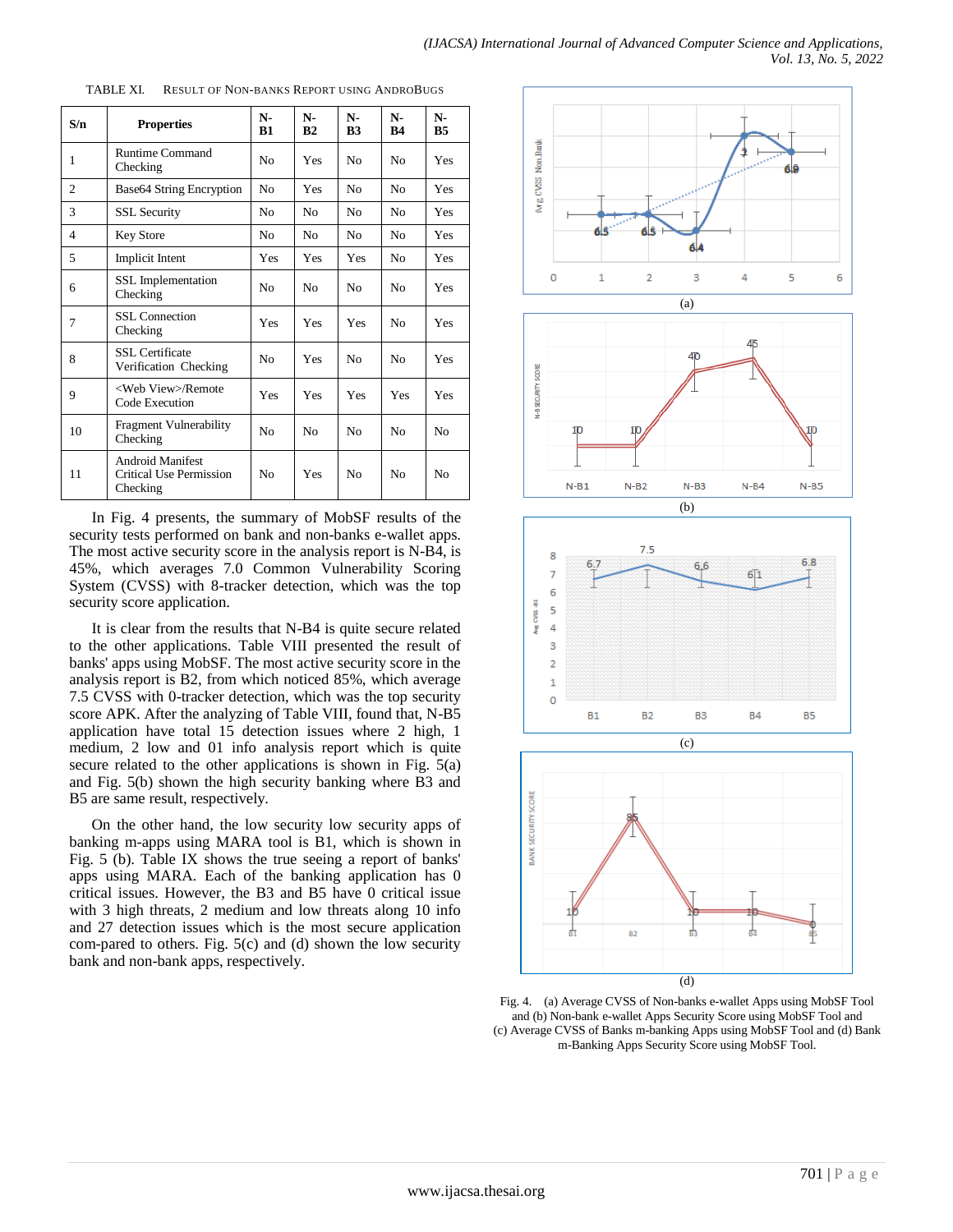TABLE XI. RESULT OF NON-BANKS REPORT USING ANDROBUGS

| S/n | Properties | N-B1 | N-B2 | N-B3 | N-B4 | N-B5 |
|---|---|---|---|---|---|---|
| 1 | Runtime Command Checking | No | Yes | No | No | Yes |
| 2 | Base64 String Encryption | No | Yes | No | No | Yes |
| 3 | SSL Security | No | No | No | No | Yes |
| 4 | Key Store | No | No | No | No | Yes |
| 5 | Implicit Intent | Yes | Yes | Yes | No | Yes |
| 6 | SSL Implementation Checking | No | No | No | No | Yes |
| 7 | SSL Connection Checking | Yes | Yes | Yes | No | Yes |
| 8 | SSL Certificate Verification Checking | No | Yes | No | No | Yes |
| 9 | <Web View>/Remote Code Execution | Yes | Yes | Yes | Yes | Yes |
| 10 | Fragment Vulnerability Checking | No | No | No | No | No |
| 11 | Android Manifest Critical Use Permission Checking | No | Yes | No | No | No |

In Fig. 4 presents, the summary of MobSF results of the security tests performed on bank and non-banks e-wallet apps. The most active security score in the analysis report is N-B4, is 45%, which averages 7.0 Common Vulnerability Scoring System (CVSS) with 8-tracker detection, which was the top security score application.

It is clear from the results that N-B4 is quite secure related to the other applications. Table VIII presented the result of banks' apps using MobSF. The most active security score in the analysis report is B2, from which noticed 85%, which average 7.5 CVSS with 0-tracker detection, which was the top security score APK. After the analyzing of Table VIII, found that, N-B5 application have total 15 detection issues where 2 high, 1 medium, 2 low and 01 info analysis report which is quite secure related to the other applications is shown in Fig. 5(a) and Fig. 5(b) shown the high security banking where B3 and B5 are same result, respectively.

On the other hand, the low security low security apps of banking m-apps using MARA tool is B1, which is shown in Fig. 5 (b). Table IX shows the true seeing a report of banks' apps using MARA. Each of the banking application has 0 critical issues. However, the B3 and B5 have 0 critical issue with 3 high threats, 2 medium and low threats along 10 info and 27 detection issues which is the most secure application com-pared to others. Fig. 5(c) and (d) shown the low security bank and non-bank apps, respectively.

(a)

(b)

(c)

(d)

Fig. 4. (a) Average CVSS of Non-banks e-wallet Apps using MobSF Tool and (b) Non-bank e-wallet Apps Security Score using MobSF Tool and (c) Average CVSS of Banks m-banking Apps using MobSF Tool and (d) Bank m-Banking Apps Security Score using MobSF Tool.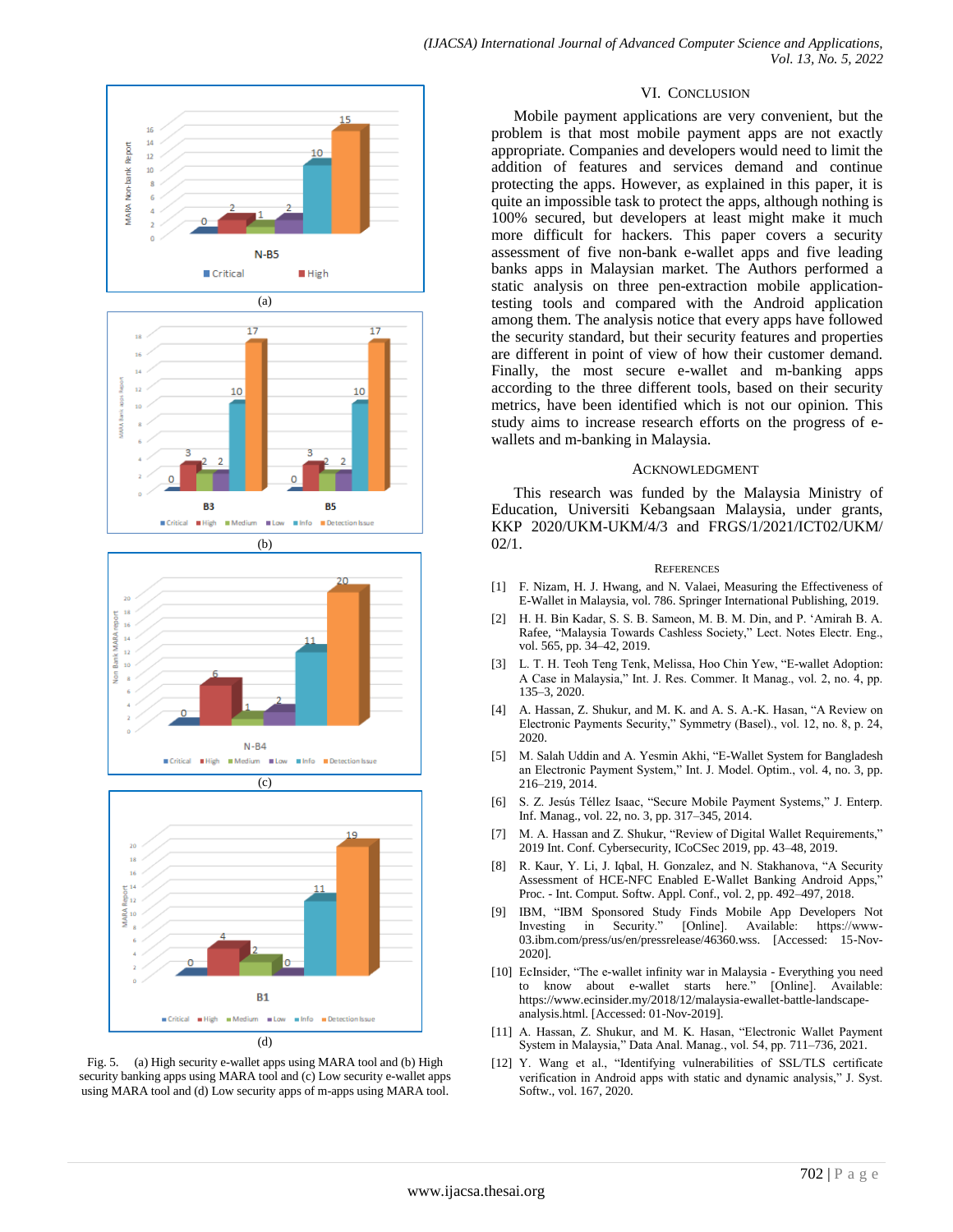Fig. 5. (a) High security e-wallet apps using MARA tool and (b) High security banking apps using MARA tool and (c) Low security e-wallet apps using MARA tool and (d) Low security apps of m-apps using MARA tool.

## VI. Conclusion

Mobile payment applications are very convenient, but the problem is that most mobile payment apps are not exactly appropriate. Companies and developers would need to limit the addition of features and services demand and continue protecting the apps. However, as explained in this paper, it is quite an impossible task to protect the apps, although nothing is 100% secured, but developers at least might make it much more difficult for hackers. This paper covers a security assessment of five non-bank e-wallet apps and five leading banks apps in Malaysian market. The Authors performed a static analysis on three pen-extraction mobile application-testing tools and compared with the Android application among them. The analysis notice that every apps have followed the security standard, but their security features and properties are different in point of view of how their customer demand. Finally, the most secure e-wallet and m-banking apps according to the three different tools, based on their security metrics, have been identified which is not our opinion. This study aims to increase research efforts on the progress of e-wallets and m-banking in Malaysia.

## Acknowledgment

This research was funded by the Malaysia Ministry of Education, Universiti Kebangsaan Malaysia, under grants, KKP 2020/UKM-UKM/4/3 and FRGS/1/2021/ICT02/UKM/02/1.

## References

[1] F. Nizam, H. J. Hwang, and N. Valaei, Measuring the Effectiveness of E-Wallet in Malaysia, vol. 786. Springer International Publishing, 2019.

[2] H. H. Bin Kadar, S. S. B. Sameon, M. B. M. Din, and P. 'Amirah B. A. Rafee, "Malaysia Towards Cashless Society," Lect. Notes Electr. Eng., vol. 565, pp. 34–42, 2019.

[3] L. T. H. Teoh Teng Tenk, Melissa, Hoo Chin Yew, "E-wallet Adoption: A Case in Malaysia," Int. J. Res. Commer. It Manag., vol. 2, no. 4, pp. 135–3, 2020.

[4] A. Hassan, Z. Shukur, and M. K. and A. S. A.-K. Hasan, "A Review on Electronic Payments Security," Symmetry (Basel)., vol. 12, no. 8, p. 24, 2020.

[5] M. Salah Uddin and A. Yesmin Akhi, "E-Wallet System for Bangladesh an Electronic Payment System," Int. J. Model. Optim., vol. 4, no. 3, pp. 216–219, 2014.

[6] S. Z. Jesús Téllez Isaac, "Secure Mobile Payment Systems," J. Enterp. Inf. Manag., vol. 22, no. 3, pp. 317–345, 2014.

[7] M. A. Hassan and Z. Shukur, "Review of Digital Wallet Requirements," 2019 Int. Conf. Cybersecurity, ICoCSec 2019, pp. 43–48, 2019.

[8] R. Kaur, Y. Li, J. Iqbal, H. Gonzalez, and N. Stakhanova, "A Security Assessment of HCE-NFC Enabled E-Wallet Banking Android Apps," Proc. - Int. Comput. Softw. Appl. Conf., vol. 2, pp. 492–497, 2018.

[9] IBM, "IBM Sponsored Study Finds Mobile App Developers Not Investing in Security." [Online]. Available: https://www-03.ibm.com/press/us/en/pressrelease/46360.wss. [Accessed: 15-Nov-2020].

[10] EcInsider, "The e-wallet infinity war in Malaysia - Everything you need to know about e-wallet starts here." [Online]. Available: https://www.ecinsider.my/2018/12/malaysia-ewallet-battle-landscape-analysis.html. [Accessed: 01-Nov-2019].

[11] A. Hassan, Z. Shukur, and M. K. Hasan, "Electronic Wallet Payment System in Malaysia," Data Anal. Manag., vol. 54, pp. 711–736, 2021.

[12] Y. Wang et al., "Identifying vulnerabilities of SSL/TLS certificate verification in Android apps with static and dynamic analysis," J. Syst. Softw., vol. 167, 2020.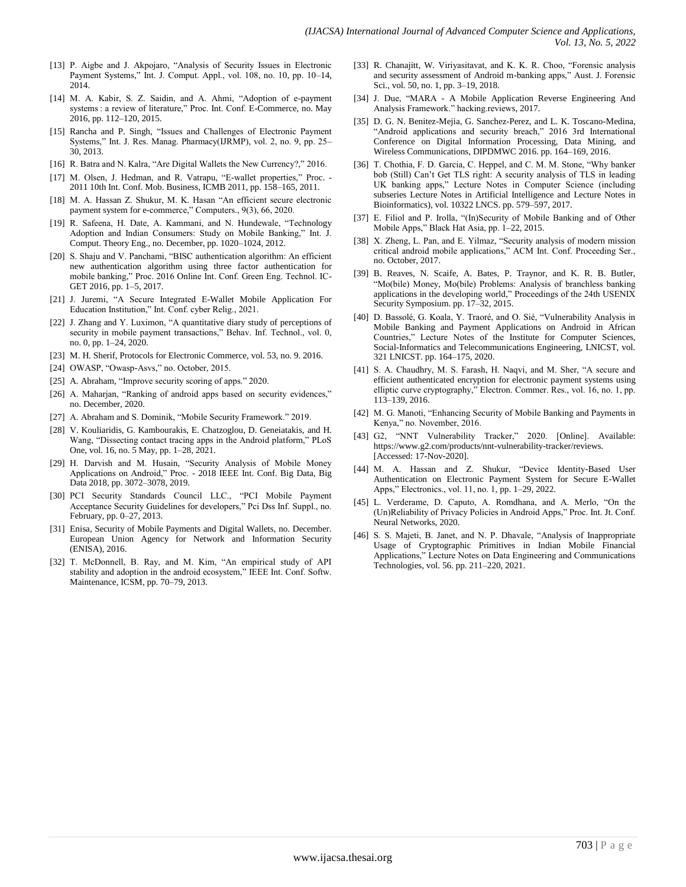[13] P. Aigbe and J. Akpojaro, "Analysis of Security Issues in Electronic Payment Systems," Int. J. Comput. Appl., vol. 108, no. 10, pp. 10–14, 2014.

[14] M. A. Kabir, S. Z. Saidin, and A. Ahmi, "Adoption of e-payment systems : a review of literature," Proc. Int. Conf. E-Commerce, no. May 2016, pp. 112–120, 2015.

[15] Rancha and P. Singh, "Issues and Challenges of Electronic Payment Systems," Int. J. Res. Manag. Pharmacy(IJRMP), vol. 2, no. 9, pp. 25–30, 2013.

[16] R. Batra and N. Kalra, "Are Digital Wallets the New Currency?," 2016.

[17] M. Olsen, J. Hedman, and R. Vatrapu, "E-wallet properties," Proc. - 2011 10th Int. Conf. Mob. Business, ICMB 2011, pp. 158–165, 2011.

[18] M. A. Hassan Z. Shukur, M. K. Hasan "An efficient secure electronic payment system for e-commerce," Computers., 9(3), 66, 2020.

[19] R. Safeena, H. Date, A. Kammani, and N. Hundewale, "Technology Adoption and Indian Consumers: Study on Mobile Banking," Int. J. Comput. Theory Eng., no. December, pp. 1020–1024, 2012.

[20] S. Shaju and V. Panchami, "BISC authentication algorithm: An efficient new authentication algorithm using three factor authentication for mobile banking," Proc. 2016 Online Int. Conf. Green Eng. Technol. IC-GET 2016, pp. 1–5, 2017.

[21] J. Juremi, "A Secure Integrated E-Wallet Mobile Application For Education Institution," Int. Conf. cyber Relig., 2021.

[22] J. Zhang and Y. Luximon, "A quantitative diary study of perceptions of security in mobile payment transactions," Behav. Inf. Technol., vol. 0, no. 0, pp. 1–24, 2020.

[23] M. H. Sherif, Protocols for Electronic Commerce, vol. 53, no. 9. 2016.

[24] OWASP, "Owasp-Asvs," no. October, 2015.

[25] A. Abraham, "Improve security scoring of apps." 2020.

[26] A. Maharjan, "Ranking of android apps based on security evidences," no. December, 2020.

[27] A. Abraham and S. Dominik, "Mobile Security Framework." 2019.

[28] V. Kouliaridis, G. Kambourakis, E. Chatzoglou, D. Geneiatakis, and H. Wang, "Dissecting contact tracing apps in the Android platform," PLoS One, vol. 16, no. 5 May, pp. 1–28, 2021.

[29] H. Darvish and M. Husain, "Security Analysis of Mobile Money Applications on Android," Proc. - 2018 IEEE Int. Conf. Big Data, Big Data 2018, pp. 3072–3078, 2019.

[30] PCI Security Standards Council LLC., "PCI Mobile Payment Acceptance Security Guidelines for developers," Pci Dss Inf. Suppl., no. February, pp. 0–27, 2013.

[31] Enisa, Security of Mobile Payments and Digital Wallets, no. December. European Union Agency for Network and Information Security (ENISA), 2016.

[32] T. McDonnell, B. Ray, and M. Kim, "An empirical study of API stability and adoption in the android ecosystem," IEEE Int. Conf. Softw. Maintenance, ICSM, pp. 70–79, 2013.

[33] R. Chanajitt, W. Viriyasitavat, and K. K. R. Choo, "Forensic analysis and security assessment of Android m-banking apps," Aust. J. Forensic Sci., vol. 50, no. 1, pp. 3–19, 2018.

[34] J. Due, "MARA - A Mobile Application Reverse Engineering And Analysis Framework." hacking.reviews, 2017.

[35] D. G. N. Benitez-Mejia, G. Sanchez-Perez, and L. K. Toscano-Medina, "Android applications and security breach," 2016 3rd International Conference on Digital Information Processing, Data Mining, and Wireless Communications, DIPDMWC 2016. pp. 164–169, 2016.

[36] T. Chothia, F. D. Garcia, C. Heppel, and C. M. M. Stone, "Why banker bob (Still) Can't Get TLS right: A security analysis of TLS in leading UK banking apps," Lecture Notes in Computer Science (including subseries Lecture Notes in Artificial Intelligence and Lecture Notes in Bioinformatics), vol. 10322 LNCS. pp. 579–597, 2017.

[37] E. Filiol and P. Irolla, "(In)Security of Mobile Banking and of Other Mobile Apps," Black Hat Asia, pp. 1–22, 2015.

[38] X. Zheng, L. Pan, and E. Yilmaz, "Security analysis of modern mission critical android mobile applications," ACM Int. Conf. Proceeding Ser., no. October, 2017.

[39] B. Reaves, N. Scaife, A. Bates, P. Traynor, and K. R. B. Butler, "Mo(bile) Money, Mo(bile) Problems: Analysis of branchless banking applications in the developing world," Proceedings of the 24th USENIX Security Symposium. pp. 17–32, 2015.

[40] D. Bassolé, G. Koala, Y. Traoré, and O. Sié, "Vulnerability Analysis in Mobile Banking and Payment Applications on Android in African Countries," Lecture Notes of the Institute for Computer Sciences, Social-Informatics and Telecommunications Engineering, LNICST, vol. 321 LNICST. pp. 164–175, 2020.

[41] S. A. Chaudhry, M. S. Farash, H. Naqvi, and M. Sher, "A secure and efficient authenticated encryption for electronic payment systems using elliptic curve cryptography," Electron. Commer. Res., vol. 16, no. 1, pp. 113–139, 2016.

[42] M. G. Manoti, "Enhancing Security of Mobile Banking and Payments in Kenya," no. November, 2016.

[43] G2, "NNT Vulnerability Tracker," 2020. [Online]. Available: https://www.g2.com/products/nnt-vulnerability-tracker/reviews. [Accessed: 17-Nov-2020].

[44] M. A. Hassan and Z. Shukur, "Device Identity-Based User Authentication on Electronic Payment System for Secure E-Wallet Apps," Electronics., vol. 11, no. 1, pp. 1–29, 2022.

[45] L. Verderame, D. Caputo, A. Romdhana, and A. Merlo, "On the (Un)Reliability of Privacy Policies in Android Apps," Proc. Int. Jt. Conf. Neural Networks, 2020.

[46] S. S. Majeti, B. Janet, and N. P. Dhavale, "Analysis of Inappropriate Usage of Cryptographic Primitives in Indian Mobile Financial Applications," Lecture Notes on Data Engineering and Communications Technologies, vol. 56. pp. 211–220, 2021.